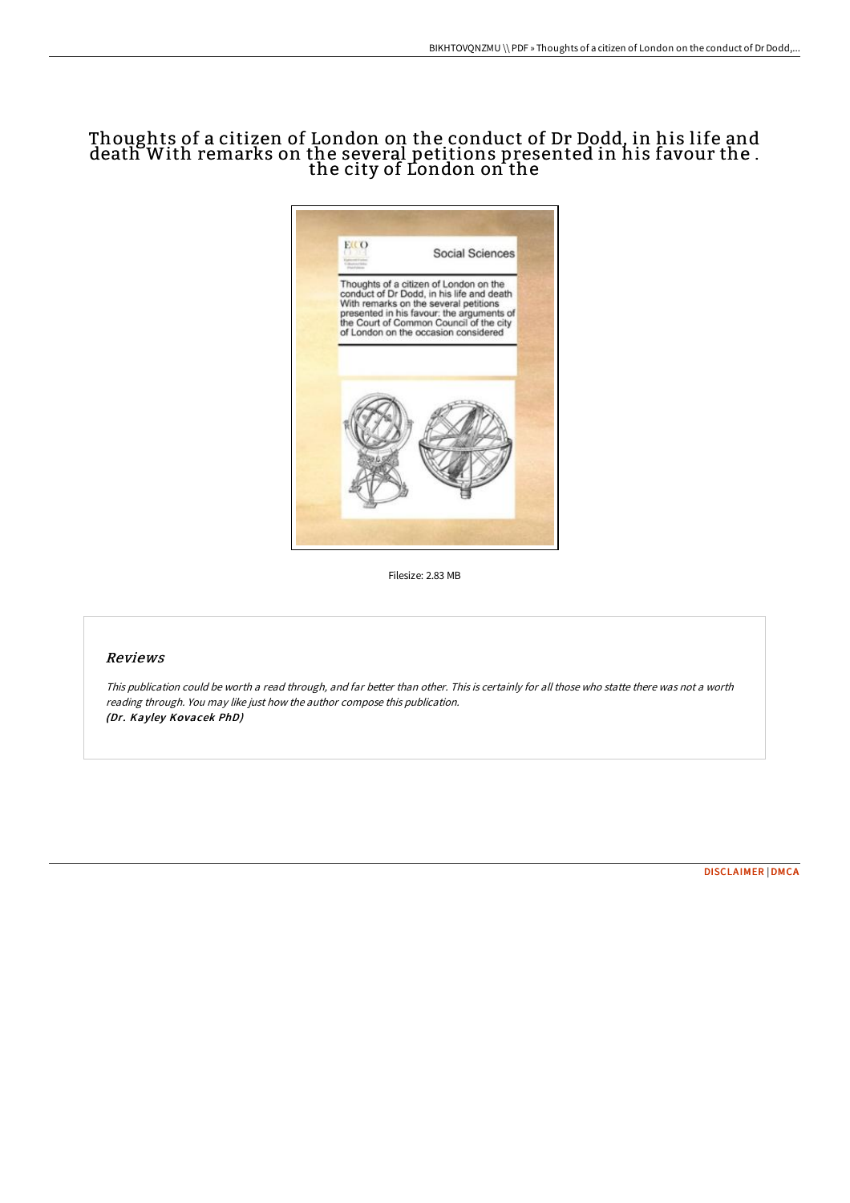# Thoughts of a citizen of London on the conduct of Dr Dodd, in his life and death With remarks on the several petitions presented in his favour the . the city of London on the

Social Sciences

Thoughts of a citizen of London on the conduct of Dr Dodd, in his life and death With remarks on the several petitions presented in his favour: the arguments of the Court of Common Council of the city of London on the occasion considered

Filesize: 2.83 MB

## Reviews

*This publication could be worth a read through, and far better than other. This is certainly for all those who statte there was not a worth reading through. You may like just how the author compose this publication.*
***(Dr. Kayley Kovacek PhD)***

DISCLAIMER | DMCA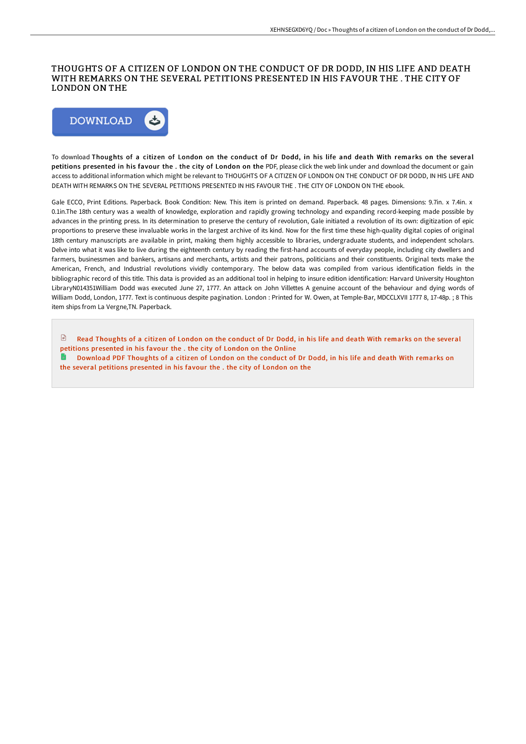# THOUGHTS OF A CITIZEN OF LONDON ON THE CONDUCT OF DR DODD, IN HIS LIFE AND DEATH WITH REMARKS ON THE SEVERAL PETITIONS PRESENTED IN HIS FAVOUR THE . THE CITY OF LONDON ON THE

DOWNLOAD

To download **Thoughts of a citizen of London on the conduct of Dr Dodd, in his life and death With remarks on the several petitions presented in his favour the . the city of London on the** PDF, please click the web link under and download the document or gain access to additional information which might be relevant to THOUGHTS OF A CITIZEN OF LONDON ON THE CONDUCT OF DR DODD, IN HIS LIFE AND DEATH WITH REMARKS ON THE SEVERAL PETITIONS PRESENTED IN HIS FAVOUR THE . THE CITY OF LONDON ON THE ebook.

Gale ECCO, Print Editions. Paperback. Book Condition: New. This item is printed on demand. Paperback. 48 pages. Dimensions: 9.7in. x 7.4in. x 0.1in.The 18th century was a wealth of knowledge, exploration and rapidly growing technology and expanding record-keeping made possible by advances in the printing press. In its determination to preserve the century of revolution, Gale initiated a revolution of its own: digitization of epic proportions to preserve these invaluable works in the largest archive of its kind. Now for the first time these high-quality digital copies of original 18th century manuscripts are available in print, making them highly accessible to libraries, undergraduate students, and independent scholars. Delve into what it was like to live during the eighteenth century by reading the first-hand accounts of everyday people, including city dwellers and farmers, businessmen and bankers, artisans and merchants, artists and their patrons, politicians and their constituents. Original texts make the American, French, and Industrial revolutions vividly contemporary. The below data was compiled from various identification fields in the bibliographic record of this title. This data is provided as an additional tool in helping to insure edition identification: Harvard University Houghton LibraryN014351William Dodd was executed June 27, 1777. An attack on John Villettes A genuine account of the behaviour and dying words of William Dodd, London, 1777. Text is continuous despite pagination. London : Printed for W. Owen, at Temple-Bar, MDCCLXVII 1777 8, 17-48p. ; 8 This item ships from La Vergne,TN. Paperback.

Read Thoughts of a citizen of London on the conduct of Dr Dodd, in his life and death With remarks on the several petitions presented in his favour the . the city of London on the Online

Download PDF Thoughts of a citizen of London on the conduct of Dr Dodd, in his life and death With remarks on the several petitions presented in his favour the . the city of London on the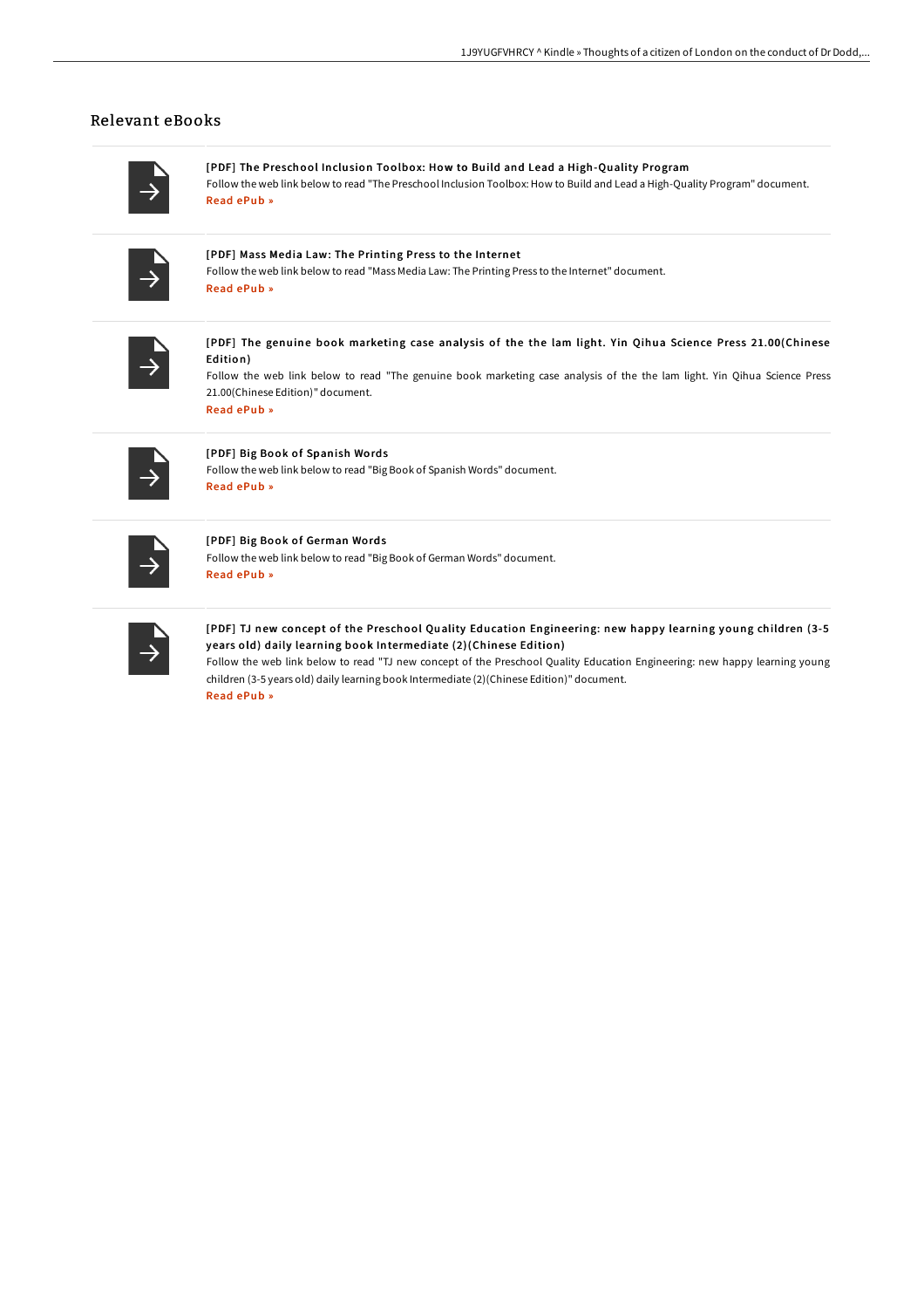## Relevant eBooks

**[PDF] The Preschool Inclusion Toolbox: How to Build and Lead a High-Quality Program**

Follow the web link below to read "The Preschool Inclusion Toolbox: How to Build and Lead a High-Quality Program" document.

Read ePub »

**[PDF] Mass Media Law: The Printing Press to the Internet**

Follow the web link below to read "Mass Media Law: The Printing Press to the Internet" document.

Read ePub »

**[PDF] The genuine book marketing case analysis of the the lam light. Yin Qihua Science Press 21.00(Chinese Edition)**

Follow the web link below to read "The genuine book marketing case analysis of the the lam light. Yin Qihua Science Press 21.00(Chinese Edition)" document.

Read ePub »

**[PDF] Big Book of Spanish Words**

Follow the web link below to read "Big Book of Spanish Words" document.

Read ePub »

**[PDF] Big Book of German Words**

Follow the web link below to read "Big Book of German Words" document.

Read ePub »

**[PDF] TJ new concept of the Preschool Quality Education Engineering: new happy learning young children (3-5 years old) daily learning book Intermediate (2)(Chinese Edition)**

Follow the web link below to read "TJ new concept of the Preschool Quality Education Engineering: new happy learning young children (3-5 years old) daily learning book Intermediate (2)(Chinese Edition)" document.

Read ePub »